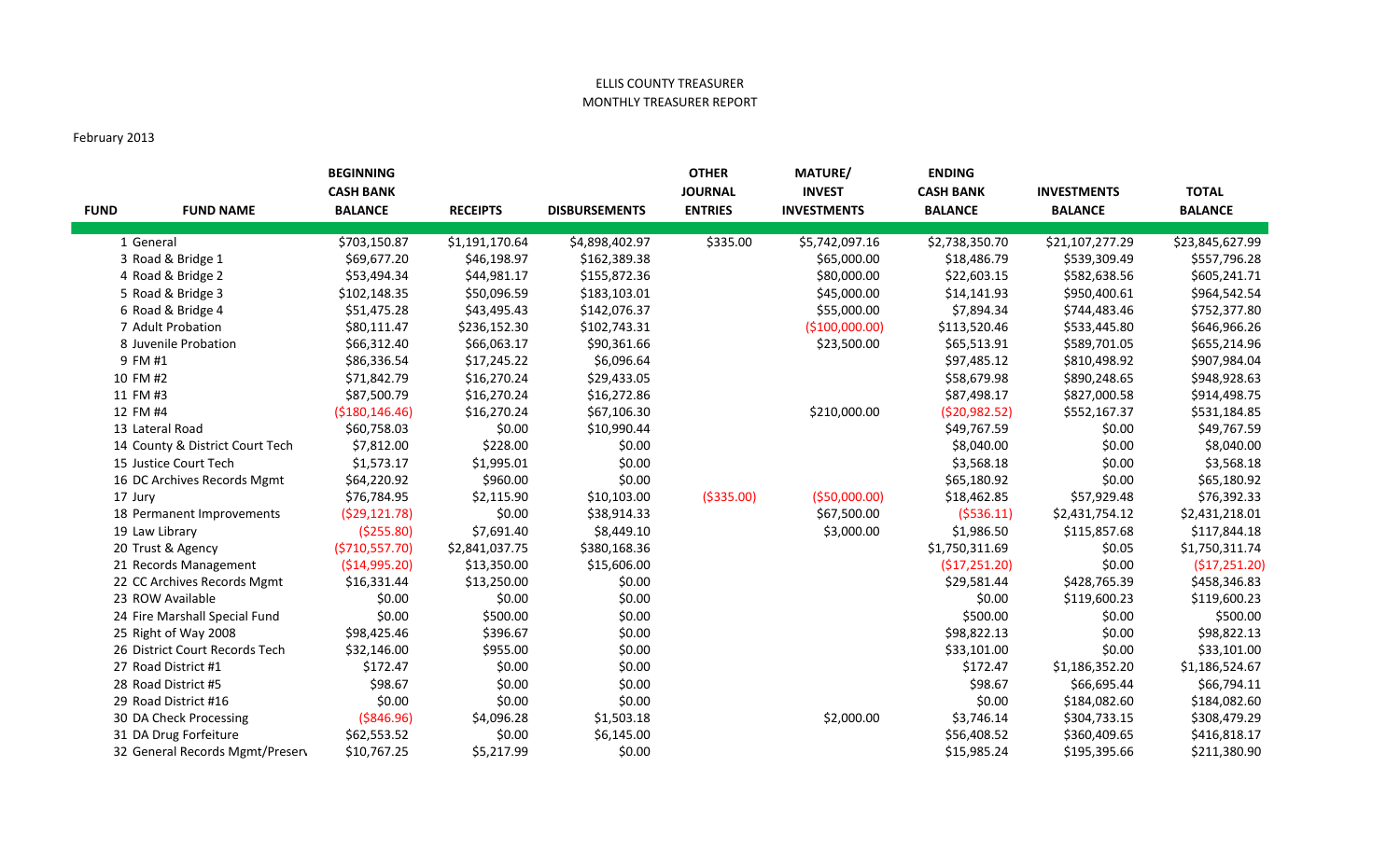ELLIS COUNTY TREASURER
MONTHLY TREASURER REPORT

February 2013

| FUND | FUND NAME | BEGINNING CASH BANK BALANCE | RECEIPTS | DISBURSEMENTS | OTHER JOURNAL ENTRIES | MATURE/ INVEST INVESTMENTS | ENDING CASH BANK BALANCE | INVESTMENTS BALANCE | TOTAL BALANCE |
|---|---|---|---|---|---|---|---|---|---|
| 1 | General | $703,150.87 | $1,191,170.64 | $4,898,402.97 | $335.00 | $5,742,097.16 | $2,738,350.70 | $21,107,277.29 | $23,845,627.99 |
| 3 | Road & Bridge 1 | $69,677.20 | $46,198.97 | $162,389.38 | | $65,000.00 | $18,486.79 | $539,309.49 | $557,796.28 |
| 4 | Road & Bridge 2 | $53,494.34 | $44,981.17 | $155,872.36 | | $80,000.00 | $22,603.15 | $582,638.56 | $605,241.71 |
| 5 | Road & Bridge 3 | $102,148.35 | $50,096.59 | $183,103.01 | | $45,000.00 | $14,141.93 | $950,400.61 | $964,542.54 |
| 6 | Road & Bridge 4 | $51,475.28 | $43,495.43 | $142,076.37 | | $55,000.00 | $7,894.34 | $744,483.46 | $752,377.80 |
| 7 | Adult Probation | $80,111.47 | $236,152.30 | $102,743.31 | | ($100,000.00) | $113,520.46 | $533,445.80 | $646,966.26 |
| 8 | Juvenile Probation | $66,312.40 | $66,063.17 | $90,361.66 | | $23,500.00 | $65,513.91 | $589,701.05 | $655,214.96 |
| 9 | FM #1 | $86,336.54 | $17,245.22 | $6,096.64 | | | $97,485.12 | $810,498.92 | $907,984.04 |
| 10 | FM #2 | $71,842.79 | $16,270.24 | $29,433.05 | | | $58,679.98 | $890,248.65 | $948,928.63 |
| 11 | FM #3 | $87,500.79 | $16,270.24 | $16,272.86 | | | $87,498.17 | $827,000.58 | $914,498.75 |
| 12 | FM #4 | ($180,146.46) | $16,270.24 | $67,106.30 | | $210,000.00 | ($20,982.52) | $552,167.37 | $531,184.85 |
| 13 | Lateral Road | $60,758.03 | $0.00 | $10,990.44 | | | $49,767.59 | $0.00 | $49,767.59 |
| 14 | County & District Court Tech | $7,812.00 | $228.00 | $0.00 | | | $8,040.00 | $0.00 | $8,040.00 |
| 15 | Justice Court Tech | $1,573.17 | $1,995.01 | $0.00 | | | $3,568.18 | $0.00 | $3,568.18 |
| 16 | DC Archives Records Mgmt | $64,220.92 | $960.00 | $0.00 | | | $65,180.92 | $0.00 | $65,180.92 |
| 17 | Jury | $76,784.95 | $2,115.90 | $10,103.00 | ($335.00) | ($50,000.00) | $18,462.85 | $57,929.48 | $76,392.33 |
| 18 | Permanent Improvements | ($29,121.78) | $0.00 | $38,914.33 | | $67,500.00 | ($536.11) | $2,431,754.12 | $2,431,218.01 |
| 19 | Law Library | ($255.80) | $7,691.40 | $8,449.10 | | $3,000.00 | $1,986.50 | $115,857.68 | $117,844.18 |
| 20 | Trust & Agency | ($710,557.70) | $2,841,037.75 | $380,168.36 | | | $1,750,311.69 | $0.05 | $1,750,311.74 |
| 21 | Records Management | ($14,995.20) | $13,350.00 | $15,606.00 | | | ($17,251.20) | $0.00 | ($17,251.20) |
| 22 | CC Archives Records Mgmt | $16,331.44 | $13,250.00 | $0.00 | | | $29,581.44 | $428,765.39 | $458,346.83 |
| 23 | ROW Available | $0.00 | $0.00 | $0.00 | | | $0.00 | $119,600.23 | $119,600.23 |
| 24 | Fire Marshall Special Fund | $0.00 | $500.00 | $0.00 | | | $500.00 | $0.00 | $500.00 |
| 25 | Right of Way 2008 | $98,425.46 | $396.67 | $0.00 | | | $98,822.13 | $0.00 | $98,822.13 |
| 26 | District Court Records Tech | $32,146.00 | $955.00 | $0.00 | | | $33,101.00 | $0.00 | $33,101.00 |
| 27 | Road District #1 | $172.47 | $0.00 | $0.00 | | | $172.47 | $1,186,352.20 | $1,186,524.67 |
| 28 | Road District #5 | $98.67 | $0.00 | $0.00 | | | $98.67 | $66,695.44 | $66,794.11 |
| 29 | Road District #16 | $0.00 | $0.00 | $0.00 | | | $0.00 | $184,082.60 | $184,082.60 |
| 30 | DA Check Processing | ($846.96) | $4,096.28 | $1,503.18 | | $2,000.00 | $3,746.14 | $304,733.15 | $308,479.29 |
| 31 | DA Drug Forfeiture | $62,553.52 | $0.00 | $6,145.00 | | | $56,408.52 | $360,409.65 | $416,818.17 |
| 32 | General Records Mgmt/Preserv | $10,767.25 | $5,217.99 | $0.00 | | | $15,985.24 | $195,395.66 | $211,380.90 |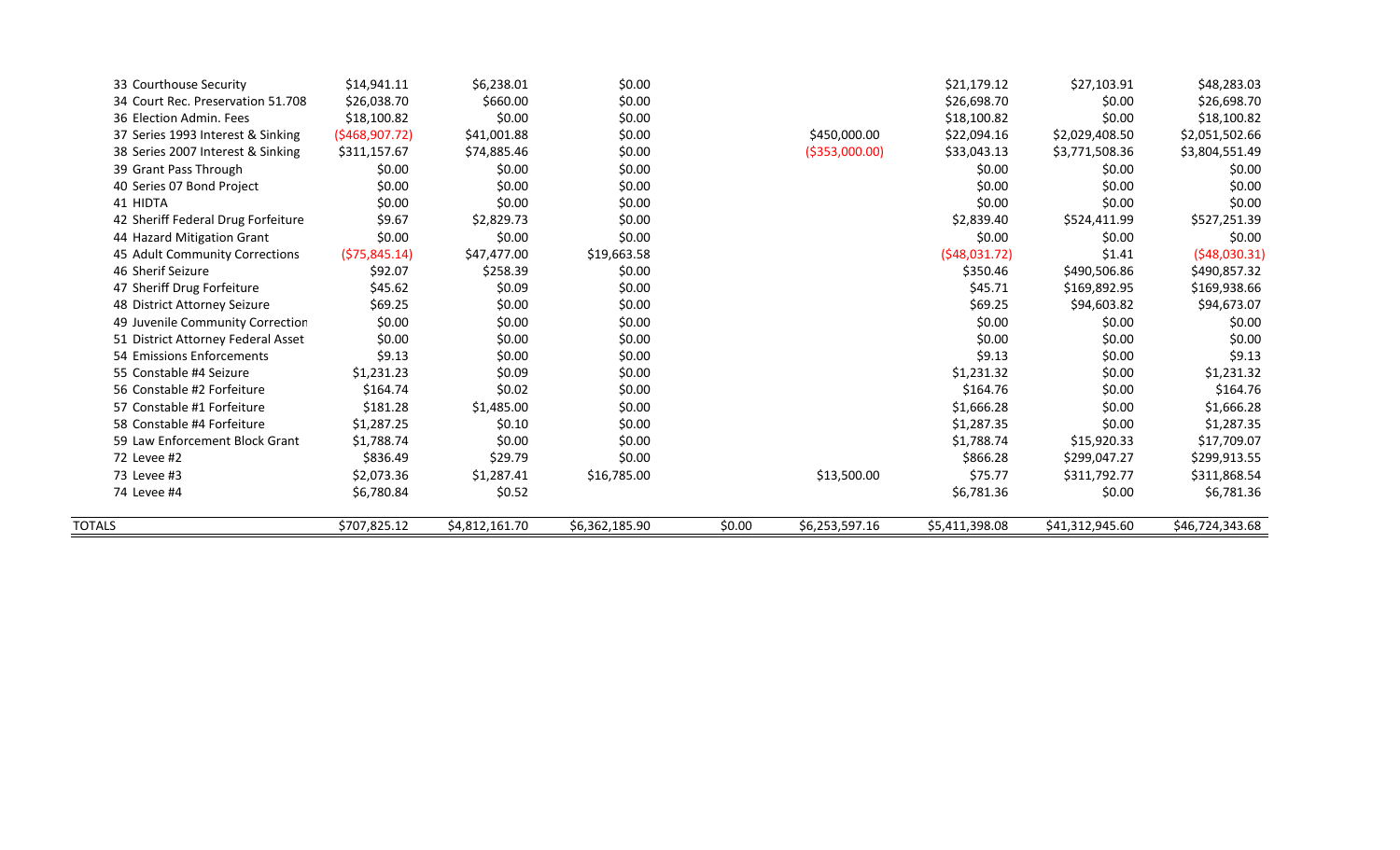| | | | | | | | | |
|---|---|---|---|---|---|---|---|---|
| 33 Courthouse Security | $14,941.11 | $6,238.01 | $0.00 | | | $21,179.12 | $27,103.91 | $48,283.03 |
| 34 Court Rec. Preservation 51.708 | $26,038.70 | $660.00 | $0.00 | | | $26,698.70 | $0.00 | $26,698.70 |
| 36 Election Admin. Fees | $18,100.82 | $0.00 | $0.00 | | | $18,100.82 | $0.00 | $18,100.82 |
| 37 Series 1993 Interest & Sinking | ($468,907.72) | $41,001.88 | $0.00 | | $450,000.00 | $22,094.16 | $2,029,408.50 | $2,051,502.66 |
| 38 Series 2007 Interest & Sinking | $311,157.67 | $74,885.46 | $0.00 | | ($353,000.00) | $33,043.13 | $3,771,508.36 | $3,804,551.49 |
| 39 Grant Pass Through | $0.00 | $0.00 | $0.00 | | | $0.00 | $0.00 | $0.00 |
| 40 Series 07 Bond Project | $0.00 | $0.00 | $0.00 | | | $0.00 | $0.00 | $0.00 |
| 41 HIDTA | $0.00 | $0.00 | $0.00 | | | $0.00 | $0.00 | $0.00 |
| 42 Sheriff Federal Drug Forfeiture | $9.67 | $2,829.73 | $0.00 | | | $2,839.40 | $524,411.99 | $527,251.39 |
| 44 Hazard Mitigation Grant | $0.00 | $0.00 | $0.00 | | | $0.00 | $0.00 | $0.00 |
| 45 Adult Community Corrections | ($75,845.14) | $47,477.00 | $19,663.58 | | | ($48,031.72) | $1.41 | ($48,030.31) |
| 46 Sherif Seizure | $92.07 | $258.39 | $0.00 | | | $350.46 | $490,506.86 | $490,857.32 |
| 47 Sheriff Drug Forfeiture | $45.62 | $0.09 | $0.00 | | | $45.71 | $169,892.95 | $169,938.66 |
| 48 District Attorney Seizure | $69.25 | $0.00 | $0.00 | | | $69.25 | $94,603.82 | $94,673.07 |
| 49 Juvenile Community Correction | $0.00 | $0.00 | $0.00 | | | $0.00 | $0.00 | $0.00 |
| 51 District Attorney Federal Asset | $0.00 | $0.00 | $0.00 | | | $0.00 | $0.00 | $0.00 |
| 54 Emissions Enforcements | $9.13 | $0.00 | $0.00 | | | $9.13 | $0.00 | $9.13 |
| 55 Constable #4 Seizure | $1,231.23 | $0.09 | $0.00 | | | $1,231.32 | $0.00 | $1,231.32 |
| 56 Constable #2 Forfeiture | $164.74 | $0.02 | $0.00 | | | $164.76 | $0.00 | $164.76 |
| 57 Constable #1 Forfeiture | $181.28 | $1,485.00 | $0.00 | | | $1,666.28 | $0.00 | $1,666.28 |
| 58 Constable #4 Forfeiture | $1,287.25 | $0.10 | $0.00 | | | $1,287.35 | $0.00 | $1,287.35 |
| 59 Law Enforcement Block Grant | $1,788.74 | $0.00 | $0.00 | | | $1,788.74 | $15,920.33 | $17,709.07 |
| 72 Levee #2 | $836.49 | $29.79 | $0.00 | | | $866.28 | $299,047.27 | $299,913.55 |
| 73 Levee #3 | $2,073.36 | $1,287.41 | $16,785.00 | | $13,500.00 | $75.77 | $311,792.77 | $311,868.54 |
| 74 Levee #4 | $6,780.84 | $0.52 | | | | $6,781.36 | $0.00 | $6,781.36 |
| TOTALS | $707,825.12 | $4,812,161.70 | $6,362,185.90 | $0.00 | $6,253,597.16 | $5,411,398.08 | $41,312,945.60 | $46,724,343.68 |